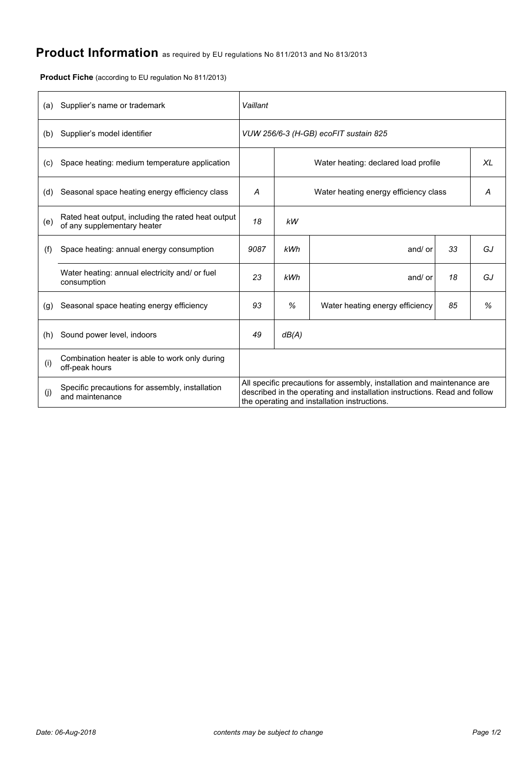# Product Information as required by EU regulations No 811/2013 and No 813/2013

**Product Fiche** (according to EU regulation No 811/2013)

| | | | | | | |
|---|---|---|---|---|---|---|
| (a) | Supplier's name or trademark | *Vaillant* | | | | |
| (b) | Supplier's model identifier | *VUW 256/6-3 (H-GB) ecoFIT sustain 825* | | | | |
| (c) | Space heating: medium temperature application | | Water heating: declared load profile | | | *XL* |
| (d) | Seasonal space heating energy efficiency class | *A* | Water heating energy efficiency class | | | *A* |
| (e) | Rated heat output, including the rated heat output of any supplementary heater | *18* | *kW* | | | |
| (f) | Space heating: annual energy consumption | *9087* | *kWh* | and/ or | *33* | *GJ* |
| | Water heating: annual electricity and/ or fuel consumption | *23* | *kWh* | and/ or | *18* | *GJ* |
| (g) | Seasonal space heating energy efficiency | *93* | *%* | Water heating energy efficiency | *85* | *%* |
| (h) | Sound power level, indoors | *49* | *dB(A)* | | | |
| (i) | Combination heater is able to work only during off-peak hours | | | | | |
| (j) | Specific precautions for assembly, installation and maintenance | All specific precautions for assembly, installation and maintenance are described in the operating and installation instructions. Read and follow the operating and installation instructions. | | | | |

*Date: 06-Aug-2018* *contents may be subject to change*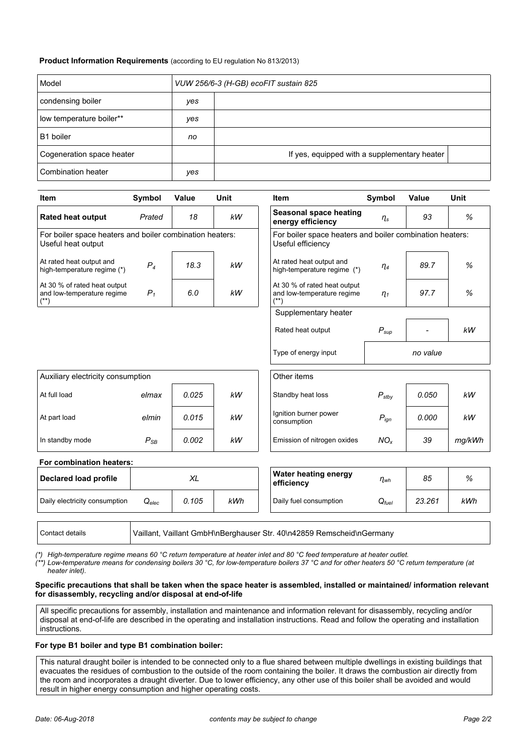**Product Information Requirements** (according to EU regulation No 813/2013)

| | | | |
|---|---|---|---|
| Model | *VUW 256/6-3 (H-GB) ecoFIT sustain 825* | | |
| condensing boiler | *yes* | | |
| low temperature boiler** | *yes* | | |
| B1 boiler | *no* | | |
| Cogeneration space heater | | If yes, equipped with a supplementary heater | |
| Combination heater | *yes* | | |

| Item | Symbol | Value | Unit |
|---|---|---|---|
| **Rated heat output** | *Prated* | *18* | *kW* |
| For boiler space heaters and boiler combination heaters: Useful heat output | | | |
| At rated heat output and high-temperature regime (*) | $P_4$ | *18.3* | *kW* |
| At 30 % of rated heat output and low-temperature regime (**) | $P_1$ | *6.0* | *kW* |

| Item | Symbol | Value | Unit |
|---|---|---|---|
| **Seasonal space heating energy efficiency** | $\eta_s$ | *93* | *%* |
| For boiler space heaters and boiler combination heaters: Useful efficiency | | | |
| At rated heat output and high-temperature regime (*) | $\eta_4$ | *89.7* | *%* |
| At 30 % of rated heat output and low-temperature regime (**) | $\eta_1$ | *97.7* | *%* |
| Supplementary heater | | | |
| Rated heat output | $P_{sup}$ | *-* | *kW* |
| Type of energy input | | *no value* | |

| Auxiliary electricity consumption | | | |
|---|---|---|---|
| At full load | *elmax* | *0.025* | *kW* |
| At part load | *elmin* | *0.015* | *kW* |
| In standby mode | $P_{SB}$ | *0.002* | *kW* |

| Other items | | | |
|---|---|---|---|
| Standby heat loss | $P_{stby}$ | *0.050* | *kW* |
| Ignition burner power consumption | $P_{ign}$ | *0.000* | *kW* |
| Emission of nitrogen oxides | $NO_x$ | *39* | *mg/kWh* |

**For combination heaters:**

| | | | |
|---|---|---|---|
| **Declared load profile** | | *XL* | |
| Daily electricity consumption | $Q_{elec}$ | *0.105* | *kWh* |

| | | | |
|---|---|---|---|
| **Water heating energy efficiency** | $\eta_{wh}$ | *85* | *%* |
| Daily fuel consumption | $Q_{fuel}$ | *23.261* | *kWh* |

| | |
|---|---|
| Contact details | Vaillant, Vaillant GmbH\nBerghauser Str. 40\n42859 Remscheid\nGermany |

*(*) High-temperature regime means 60 °C return temperature at heater inlet and 80 °C feed temperature at heater outlet.*
*(**) Low-temperature means for condensing boilers 30 °C, for low-temperature boilers 37 °C and for other heaters 50 °C return temperature (at heater inlet).*

**Specific precautions that shall be taken when the space heater is assembled, installed or maintained/ information relevant for disassembly, recycling and/or disposal at end-of-life**

All specific precautions for assembly, installation and maintenance and information relevant for disassembly, recycling and/or disposal at end-of-life are described in the operating and installation instructions. Read and follow the operating and installation instructions.

**For type B1 boiler and type B1 combination boiler:**

This natural draught boiler is intended to be connected only to a flue shared between multiple dwellings in existing buildings that evacuates the residues of combustion to the outside of the room containing the boiler. It draws the combustion air directly from the room and incorporates a draught diverter. Due to lower efficiency, any other use of this boiler shall be avoided and would result in higher energy consumption and higher operating costs.

*Date: 06-Aug-2018* *contents may be subject to change*